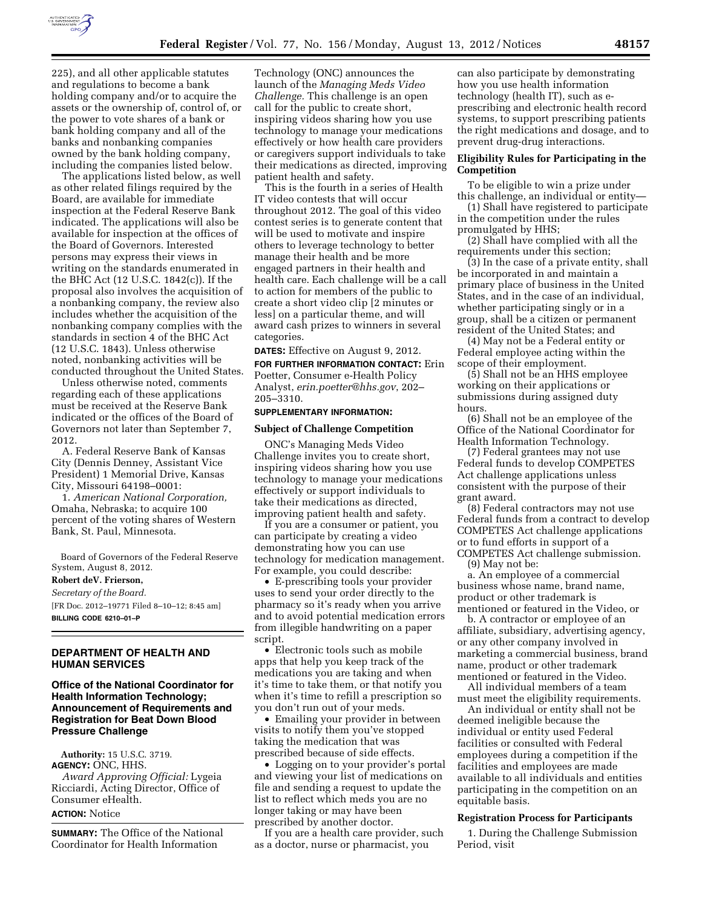225), and all other applicable statutes and regulations to become a bank holding company and/or to acquire the assets or the ownership of, control of, or the power to vote shares of a bank or bank holding company and all of the banks and nonbanking companies owned by the bank holding company, including the companies listed below.

The applications listed below, as well as other related filings required by the Board, are available for immediate inspection at the Federal Reserve Bank indicated. The applications will also be available for inspection at the offices of the Board of Governors. Interested persons may express their views in writing on the standards enumerated in the BHC Act (12 U.S.C. 1842(c)). If the proposal also involves the acquisition of a nonbanking company, the review also includes whether the acquisition of the nonbanking company complies with the standards in section 4 of the BHC Act (12 U.S.C. 1843). Unless otherwise noted, nonbanking activities will be conducted throughout the United States.

Unless otherwise noted, comments regarding each of these applications must be received at the Reserve Bank indicated or the offices of the Board of Governors not later than September 7, 2012.

A. Federal Reserve Bank of Kansas City (Dennis Denney, Assistant Vice President) 1 Memorial Drive, Kansas City, Missouri 64198–0001:

1. *American National Corporation,* Omaha, Nebraska; to acquire 100 percent of the voting shares of Western Bank, St. Paul, Minnesota.

Board of Governors of the Federal Reserve System, August 8, 2012.

**Robert deV. Frierson,**

*Secretary of the Board.*

[FR Doc. 2012–19771 Filed 8–10–12; 8:45 am]

**BILLING CODE 6210–01–P**

## DEPARTMENT OF HEALTH AND HUMAN SERVICES

### Office of the National Coordinator for Health Information Technology; Announcement of Requirements and Registration for Beat Down Blood Pressure Challenge

**Authority:** 15 U.S.C. 3719.

**AGENCY:** ONC, HHS.

*Award Approving Official:* Lygeia Ricciardi, Acting Director, Office of Consumer eHealth.

**ACTION:** Notice

**SUMMARY:** The Office of the National Coordinator for Health Information Technology (ONC) announces the launch of the *Managing Meds Video Challenge.* This challenge is an open call for the public to create short, inspiring videos sharing how you use technology to manage your medications effectively or how health care providers or caregivers support individuals to take their medications as directed, improving patient health and safety.

This is the fourth in a series of Health IT video contests that will occur throughout 2012. The goal of this video contest series is to generate content that will be used to motivate and inspire others to leverage technology to better manage their health and be more engaged partners in their health and health care. Each challenge will be a call to action for members of the public to create a short video clip [2 minutes or less] on a particular theme, and will award cash prizes to winners in several categories.

**DATES:** Effective on August 9, 2012.

**FOR FURTHER INFORMATION CONTACT:** Erin Poetter, Consumer e-Health Policy Analyst, *erin.poetter@hhs.gov*, 202–205–3310.

**SUPPLEMENTARY INFORMATION:**

#### Subject of Challenge Competition

ONC's Managing Meds Video Challenge invites you to create short, inspiring videos sharing how you use technology to manage your medications effectively or support individuals to take their medications as directed, improving patient health and safety.

If you are a consumer or patient, you can participate by creating a video demonstrating how you can use technology for medication management. For example, you could describe:

- E-prescribing tools your provider uses to send your order directly to the pharmacy so it's ready when you arrive and to avoid potential medication errors from illegible handwriting on a paper script.
- Electronic tools such as mobile apps that help you keep track of the medications you are taking and when it's time to take them, or that notify you when it's time to refill a prescription so you don't run out of your meds.
- Emailing your provider in between visits to notify them you've stopped taking the medication that was prescribed because of side effects.
- Logging on to your provider's portal and viewing your list of medications on file and sending a request to update the list to reflect which meds you are no longer taking or may have been prescribed by another doctor.

If you are a health care provider, such as a doctor, nurse or pharmacist, you can also participate by demonstrating how you use health information technology (health IT), such as e-prescribing and electronic health record systems, to support prescribing patients the right medications and dosage, and to prevent drug-drug interactions.

#### Eligibility Rules for Participating in the Competition

To be eligible to win a prize under this challenge, an individual or entity—

(1) Shall have registered to participate in the competition under the rules promulgated by HHS;

(2) Shall have complied with all the requirements under this section;

(3) In the case of a private entity, shall be incorporated in and maintain a primary place of business in the United States, and in the case of an individual, whether participating singly or in a group, shall be a citizen or permanent resident of the United States; and

(4) May not be a Federal entity or Federal employee acting within the scope of their employment.

(5) Shall not be an HHS employee working on their applications or submissions during assigned duty hours.

(6) Shall not be an employee of the Office of the National Coordinator for Health Information Technology.

(7) Federal grantees may not use Federal funds to develop COMPETES Act challenge applications unless consistent with the purpose of their grant award.

(8) Federal contractors may not use Federal funds from a contract to develop COMPETES Act challenge applications or to fund efforts in support of a COMPETES Act challenge submission.

(9) May not be:

a. An employee of a commercial business whose name, brand name, product or other trademark is mentioned or featured in the Video, or

b. A contractor or employee of an affiliate, subsidiary, advertising agency, or any other company involved in marketing a commercial business, brand name, product or other trademark mentioned or featured in the Video.

All individual members of a team must meet the eligibility requirements.

An individual or entity shall not be deemed ineligible because the individual or entity used Federal facilities or consulted with Federal employees during a competition if the facilities and employees are made available to all individuals and entities participating in the competition on an equitable basis.

#### Registration Process for Participants

1. During the Challenge Submission Period, visit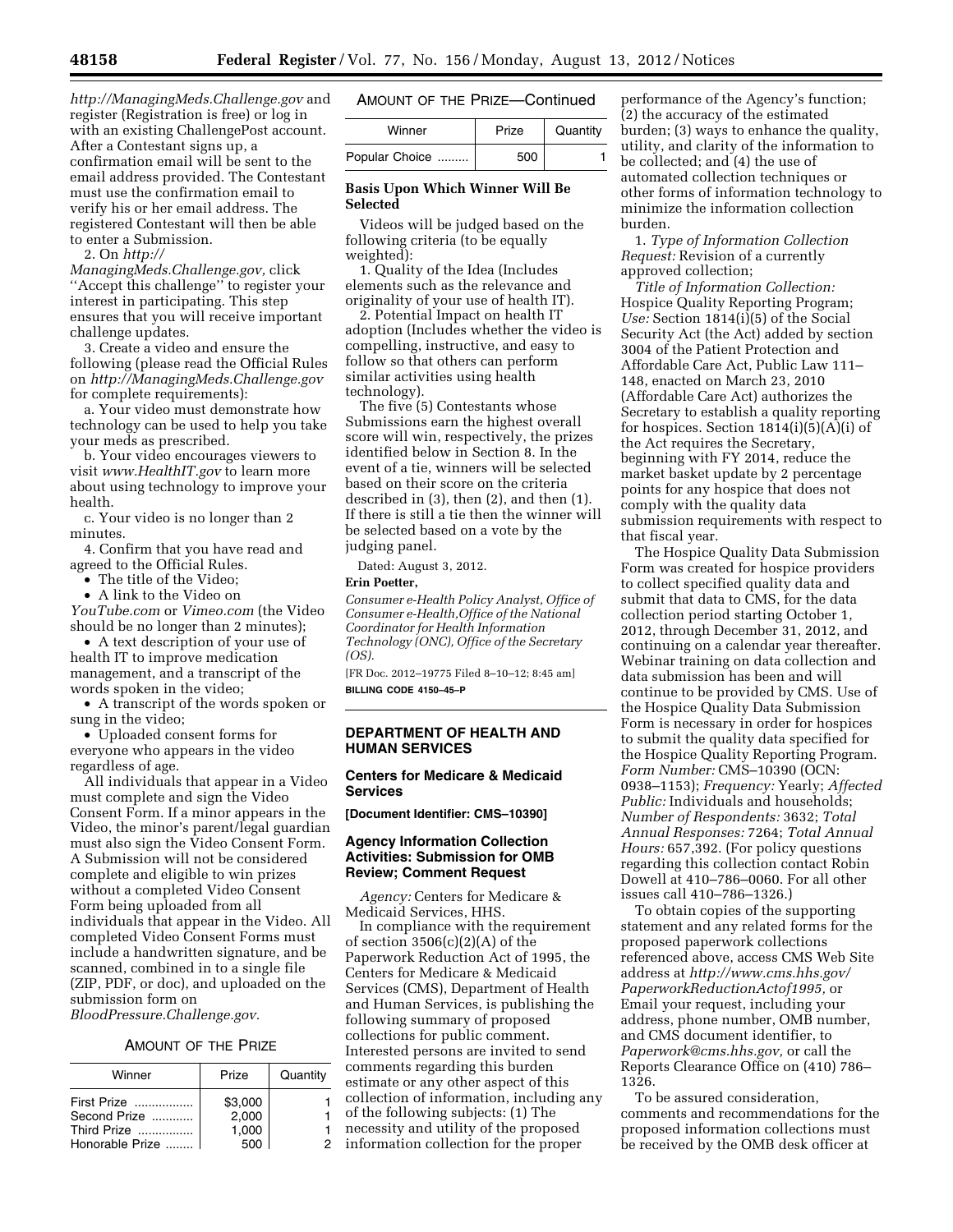*http://ManagingMeds.Challenge.gov* and register (Registration is free) or log in with an existing ChallengePost account. After a Contestant signs up, a confirmation email will be sent to the email address provided. The Contestant must use the confirmation email to verify his or her email address. The registered Contestant will then be able to enter a Submission.

2. On *http://ManagingMeds.Challenge.gov,* click ''Accept this challenge'' to register your interest in participating. This step ensures that you will receive important challenge updates.

3. Create a video and ensure the following (please read the Official Rules on *http://ManagingMeds.Challenge.gov* for complete requirements):

a. Your video must demonstrate how technology can be used to help you take your meds as prescribed.

b. Your video encourages viewers to visit *www.HealthIT.gov* to learn more about using technology to improve your health.

c. Your video is no longer than 2 minutes.

4. Confirm that you have read and agreed to the Official Rules.

- The title of the Video;
- A link to the Video on *YouTube.com* or *Vimeo.com* (the Video should be no longer than 2 minutes);
- A text description of your use of health IT to improve medication management, and a transcript of the words spoken in the video;
- A transcript of the words spoken or sung in the video;
- Uploaded consent forms for everyone who appears in the video regardless of age.

All individuals that appear in a Video must complete and sign the Video Consent Form. If a minor appears in the Video, the minor's parent/legal guardian must also sign the Video Consent Form. A Submission will not be considered complete and eligible to win prizes without a completed Video Consent Form being uploaded from all individuals that appear in the Video. All completed Video Consent Forms must include a handwritten signature, and be scanned, combined in to a single file (ZIP, PDF, or doc), and uploaded on the submission form on *BloodPressure.Challenge.gov.*

AMOUNT OF THE PRIZE

| Winner | Prize | Quantity |
|---|---|---|
| First Prize | $3,000 | 1 |
| Second Prize | 2,000 | 1 |
| Third Prize | 1,000 | 1 |
| Honorable Prize | 500 | 2 |
| Popular Choice | 500 | 1 |

**Basis Upon Which Winner Will Be Selected**

Videos will be judged based on the following criteria (to be equally weighted):

1. Quality of the Idea (Includes elements such as the relevance and originality of your use of health IT).

2. Potential Impact on health IT adoption (Includes whether the video is compelling, instructive, and easy to follow so that others can perform similar activities using health technology).

The five (5) Contestants whose Submissions earn the highest overall score will win, respectively, the prizes identified below in Section 8. In the event of a tie, winners will be selected based on their score on the criteria described in (3), then (2), and then (1). If there is still a tie then the winner will be selected based on a vote by the judging panel.

Dated: August 3, 2012.

**Erin Poetter,**

*Consumer e-Health Policy Analyst, Office of Consumer e-Health,Office of the National Coordinator for Health Information Technology (ONC), Office of the Secretary (OS).*

[FR Doc. 2012–19775 Filed 8–10–12; 8:45 am]

**BILLING CODE 4150–45–P**

## DEPARTMENT OF HEALTH AND HUMAN SERVICES

### Centers for Medicare & Medicaid Services

**[Document Identifier: CMS–10390]**

### Agency Information Collection Activities: Submission for OMB Review; Comment Request

*Agency:* Centers for Medicare & Medicaid Services, HHS.

In compliance with the requirement of section 3506(c)(2)(A) of the Paperwork Reduction Act of 1995, the Centers for Medicare & Medicaid Services (CMS), Department of Health and Human Services, is publishing the following summary of proposed collections for public comment. Interested persons are invited to send comments regarding this burden estimate or any other aspect of this collection of information, including any of the following subjects: (1) The necessity and utility of the proposed information collection for the proper performance of the Agency's function; (2) the accuracy of the estimated burden; (3) ways to enhance the quality, utility, and clarity of the information to be collected; and (4) the use of automated collection techniques or other forms of information technology to minimize the information collection burden.

1. *Type of Information Collection Request:* Revision of a currently approved collection;

*Title of Information Collection:* Hospice Quality Reporting Program; *Use:* Section 1814(i)(5) of the Social Security Act (the Act) added by section 3004 of the Patient Protection and Affordable Care Act, Public Law 111–148, enacted on March 23, 2010 (Affordable Care Act) authorizes the Secretary to establish a quality reporting for hospices. Section 1814(i)(5)(A)(i) of the Act requires the Secretary, beginning with FY 2014, reduce the market basket update by 2 percentage points for any hospice that does not comply with the quality data submission requirements with respect to that fiscal year.

The Hospice Quality Data Submission Form was created for hospice providers to collect specified quality data and submit that data to CMS, for the data collection period starting October 1, 2012, through December 31, 2012, and continuing on a calendar year thereafter. Webinar training on data collection and data submission has been and will continue to be provided by CMS. Use of the Hospice Quality Data Submission Form is necessary in order for hospices to submit the quality data specified for the Hospice Quality Reporting Program. *Form Number:* CMS–10390 (OCN: 0938–1153); *Frequency:* Yearly; *Affected Public:* Individuals and households; *Number of Respondents:* 3632; *Total Annual Responses:* 7264; *Total Annual Hours:* 657,392. (For policy questions regarding this collection contact Robin Dowell at 410–786–0060. For all other issues call 410–786–1326.)

To obtain copies of the supporting statement and any related forms for the proposed paperwork collections referenced above, access CMS Web Site address at *http://www.cms.hhs.gov/PaperworkReductionActof1995,* or Email your request, including your address, phone number, OMB number, and CMS document identifier, to *Paperwork@cms.hhs.gov,* or call the Reports Clearance Office on (410) 786–1326.

To be assured consideration, comments and recommendations for the proposed information collections must be received by the OMB desk officer at